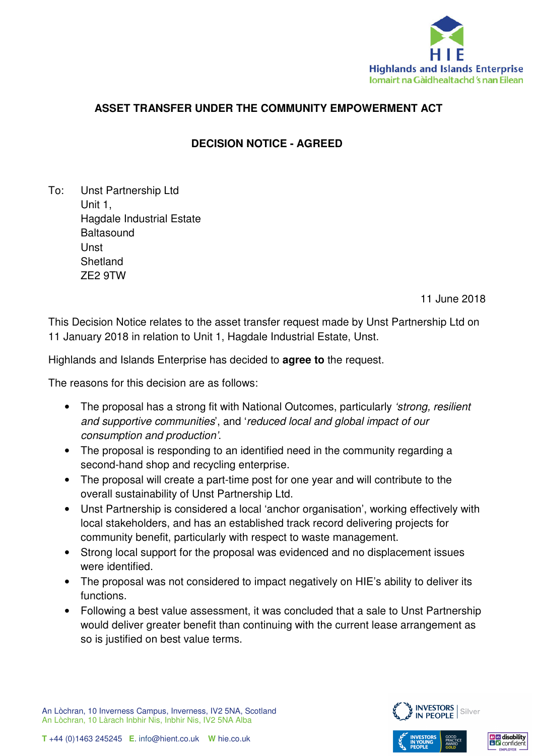## ASSET TRANSFER UNDER THE COMMUNITY EMPOWERMENT ACT

## DECISION NOTICE - AGREED

To: Unst Partnership Ltd
Unit 1,
Hagdale Industrial Estate
Baltasound
Unst
Shetland
ZE2 9TW

11 June 2018

This Decision Notice relates to the asset transfer request made by Unst Partnership Ltd on 11 January 2018 in relation to Unit 1, Hagdale Industrial Estate, Unst.

Highlands and Islands Enterprise has decided to **agree to** the request.

The reasons for this decision are as follows:

- The proposal has a strong fit with National Outcomes, particularly *'strong, resilient and supportive communities*', and '*reduced local and global impact of our consumption and production'*.
- The proposal is responding to an identified need in the community regarding a second-hand shop and recycling enterprise.
- The proposal will create a part-time post for one year and will contribute to the overall sustainability of Unst Partnership Ltd.
- Unst Partnership is considered a local 'anchor organisation', working effectively with local stakeholders, and has an established track record delivering projects for community benefit, particularly with respect to waste management.
- Strong local support for the proposal was evidenced and no displacement issues were identified.
- The proposal was not considered to impact negatively on HIE's ability to deliver its functions.
- Following a best value assessment, it was concluded that a sale to Unst Partnership would deliver greater benefit than continuing with the current lease arrangement as so is justified on best value terms.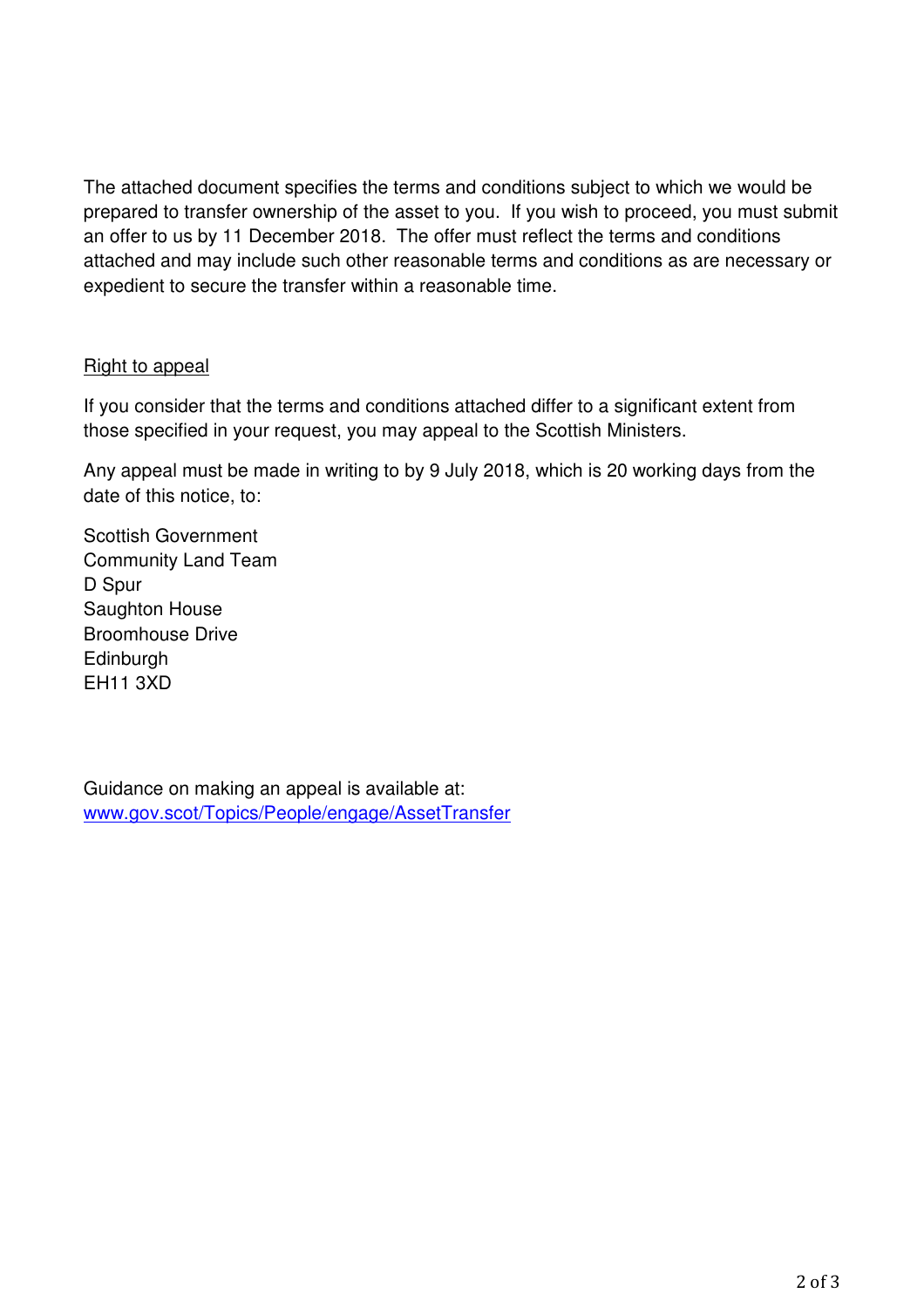The attached document specifies the terms and conditions subject to which we would be prepared to transfer ownership of the asset to you. If you wish to proceed, you must submit an offer to us by 11 December 2018. The offer must reflect the terms and conditions attached and may include such other reasonable terms and conditions as are necessary or expedient to secure the transfer within a reasonable time.

Right to appeal

If you consider that the terms and conditions attached differ to a significant extent from those specified in your request, you may appeal to the Scottish Ministers.

Any appeal must be made in writing to by 9 July 2018, which is 20 working days from the date of this notice, to:

Scottish Government  
Community Land Team  
D Spur  
Saughton House  
Broomhouse Drive  
Edinburgh  
EH11 3XD

Guidance on making an appeal is available at:  
www.gov.scot/Topics/People/engage/AssetTransfer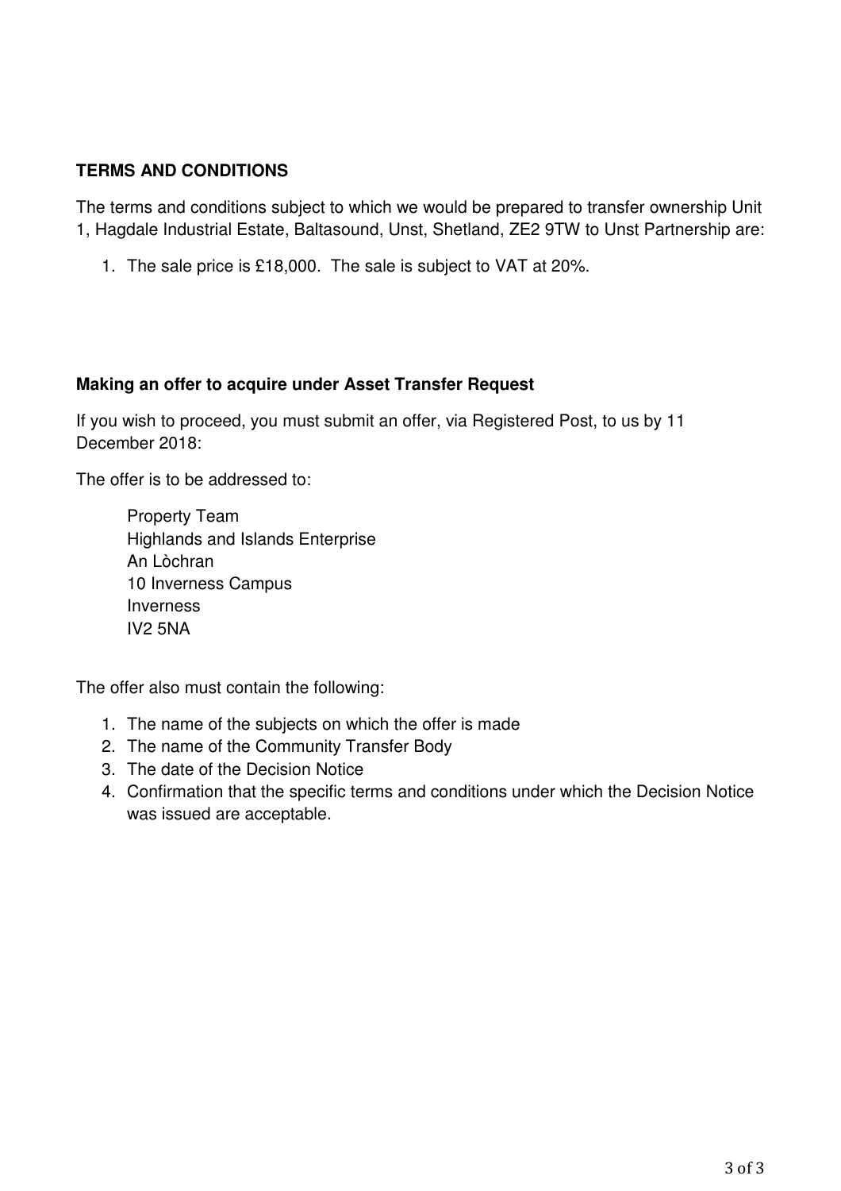**TERMS AND CONDITIONS**

The terms and conditions subject to which we would be prepared to transfer ownership Unit 1, Hagdale Industrial Estate, Baltasound, Unst, Shetland, ZE2 9TW to Unst Partnership are:

1. The sale price is £18,000. The sale is subject to VAT at 20%.

**Making an offer to acquire under Asset Transfer Request**

If you wish to proceed, you must submit an offer, via Registered Post, to us by 11 December 2018:

The offer is to be addressed to:

Property Team
Highlands and Islands Enterprise
An Lòchran
10 Inverness Campus
Inverness
IV2 5NA

The offer also must contain the following:

1. The name of the subjects on which the offer is made
2. The name of the Community Transfer Body
3. The date of the Decision Notice
4. Confirmation that the specific terms and conditions under which the Decision Notice was issued are acceptable.